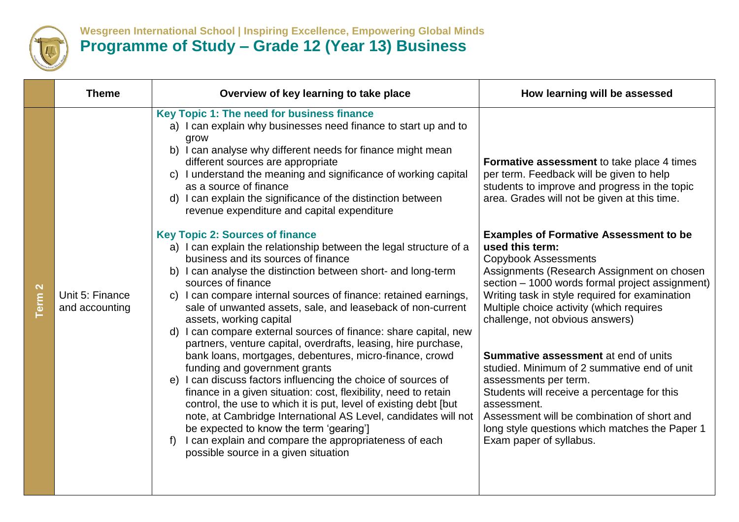**Wesgreen International School | Inspiring Excellence, Empowering Global Minds**

# Programme of Study – Grade 12 (Year 13) Business

| | Theme | Overview of key learning to take place | How learning will be assessed |
|---|---|---|---|
| Term 2 | Unit 5: Finance and accounting | **Key Topic 1: The need for business finance**<br>a) I can explain why businesses need finance to start up and to grow<br>b) I can analyse why different needs for finance might mean different sources are appropriate<br>c) I understand the meaning and significance of working capital as a source of finance<br>d) I can explain the significance of the distinction between revenue expenditure and capital expenditure<br><br>**Key Topic 2: Sources of finance**<br>a) I can explain the relationship between the legal structure of a business and its sources of finance<br>b) I can analyse the distinction between short- and long-term sources of finance<br>c) I can compare internal sources of finance: retained earnings, sale of unwanted assets, sale, and leaseback of non-current assets, working capital<br>d) I can compare external sources of finance: share capital, new partners, venture capital, overdrafts, leasing, hire purchase, bank loans, mortgages, debentures, micro-finance, crowd funding and government grants<br>e) I can discuss factors influencing the choice of sources of finance in a given situation: cost, flexibility, need to retain control, the use to which it is put, level of existing debt [but note, at Cambridge International AS Level, candidates will not be expected to know the term 'gearing']<br>f) I can explain and compare the appropriateness of each possible source in a given situation | **Formative assessment** to take place 4 times per term. Feedback will be given to help students to improve and progress in the topic area. Grades will not be given at this time.<br><br>**Examples of Formative Assessment to be used this term:**<br>Copybook Assessments<br>Assignments (Research Assignment on chosen section – 1000 words formal project assignment)<br>Writing task in style required for examination<br>Multiple choice activity (which requires challenge, not obvious answers)<br><br>**Summative assessment** at end of units studied. Minimum of 2 summative end of unit assessments per term.<br>Students will receive a percentage for this assessment.<br>Assessment will be combination of short and long style questions which matches the Paper 1 Exam paper of syllabus. |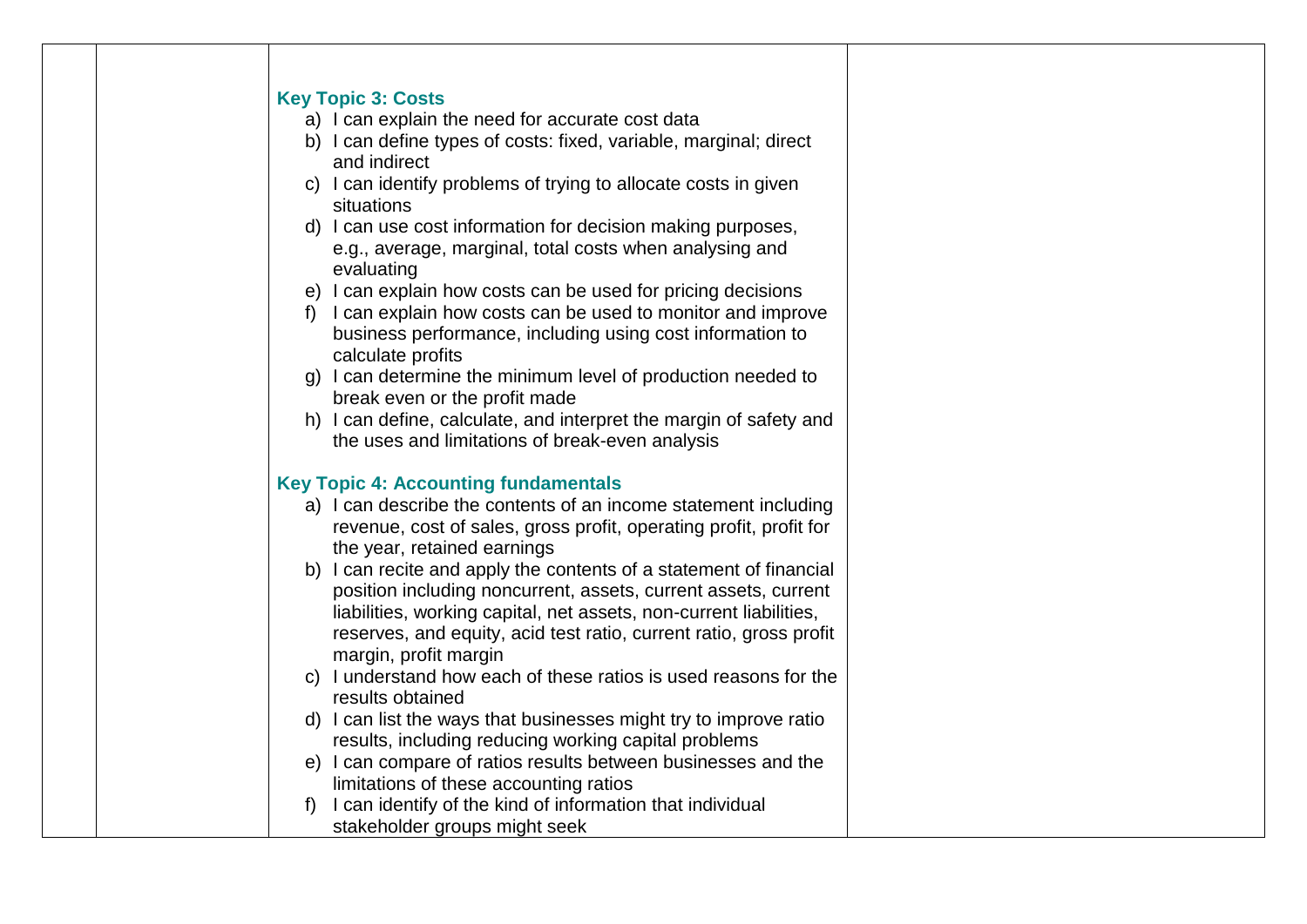### Key Topic 3: Costs

a) I can explain the need for accurate cost data
b) I can define types of costs: fixed, variable, marginal; direct and indirect
c) I can identify problems of trying to allocate costs in given situations
d) I can use cost information for decision making purposes, e.g., average, marginal, total costs when analysing and evaluating
e) I can explain how costs can be used for pricing decisions
f) I can explain how costs can be used to monitor and improve business performance, including using cost information to calculate profits
g) I can determine the minimum level of production needed to break even or the profit made
h) I can define, calculate, and interpret the margin of safety and the uses and limitations of break-even analysis

### Key Topic 4: Accounting fundamentals

a) I can describe the contents of an income statement including revenue, cost of sales, gross profit, operating profit, profit for the year, retained earnings
b) I can recite and apply the contents of a statement of financial position including noncurrent, assets, current assets, current liabilities, working capital, net assets, non-current liabilities, reserves, and equity, acid test ratio, current ratio, gross profit margin, profit margin
c) I understand how each of these ratios is used reasons for the results obtained
d) I can list the ways that businesses might try to improve ratio results, including reducing working capital problems
e) I can compare of ratios results between businesses and the limitations of these accounting ratios
f) I can identify of the kind of information that individual stakeholder groups might seek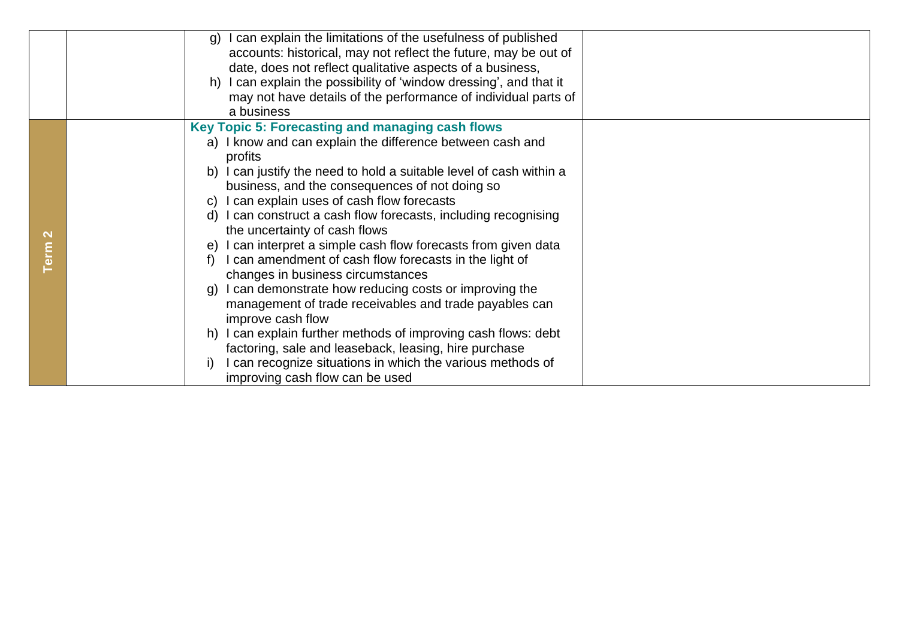| | | | |
|---|---|---|---|
| | | g) I can explain the limitations of the usefulness of published accounts: historical, may not reflect the future, may be out of date, does not reflect qualitative aspects of a business,<br>h) I can explain the possibility of 'window dressing', and that it may not have details of the performance of individual parts of a business | |
| Term 2 | | **Key Topic 5: Forecasting and managing cash flows**<br>a) I know and can explain the difference between cash and profits<br>b) I can justify the need to hold a suitable level of cash within a business, and the consequences of not doing so<br>c) I can explain uses of cash flow forecasts<br>d) I can construct a cash flow forecasts, including recognising the uncertainty of cash flows<br>e) I can interpret a simple cash flow forecasts from given data<br>f) I can amendment of cash flow forecasts in the light of changes in business circumstances<br>g) I can demonstrate how reducing costs or improving the management of trade receivables and trade payables can improve cash flow<br>h) I can explain further methods of improving cash flows: debt factoring, sale and leaseback, leasing, hire purchase<br>i) I can recognize situations in which the various methods of improving cash flow can be used | |